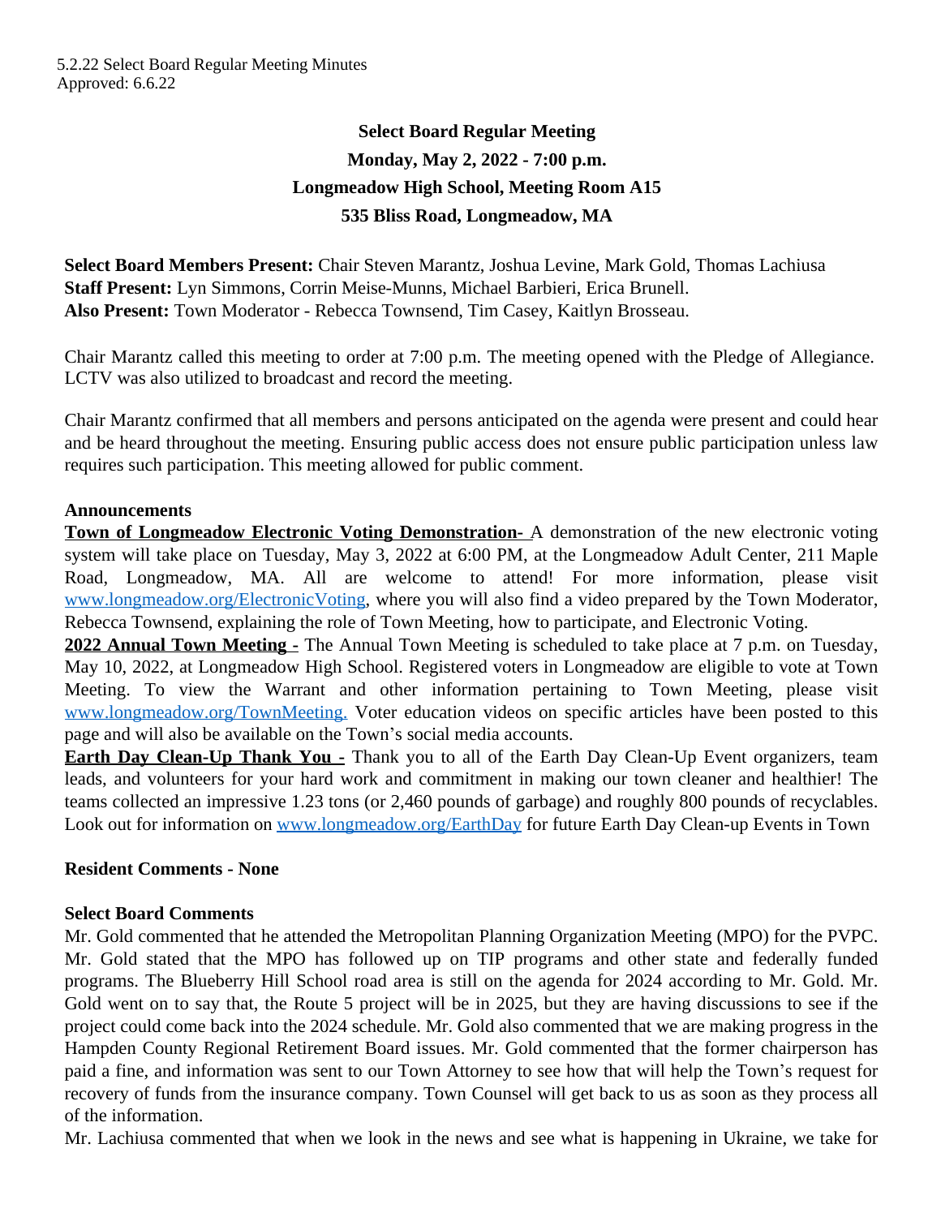5.2.22 Select Board Regular Meeting Minutes
Approved: 6.6.22

**Select Board Regular Meeting**

**Monday, May 2, 2022 - 7:00 p.m.**

**Longmeadow High School, Meeting Room A15**

**535 Bliss Road, Longmeadow, MA**

**Select Board Members Present:** Chair Steven Marantz, Joshua Levine, Mark Gold, Thomas Lachiusa
**Staff Present:** Lyn Simmons, Corrin Meise-Munns, Michael Barbieri, Erica Brunell.
**Also Present:** Town Moderator - Rebecca Townsend, Tim Casey, Kaitlyn Brosseau.

Chair Marantz called this meeting to order at 7:00 p.m. The meeting opened with the Pledge of Allegiance. LCTV was also utilized to broadcast and record the meeting.

Chair Marantz confirmed that all members and persons anticipated on the agenda were present and could hear and be heard throughout the meeting. Ensuring public access does not ensure public participation unless law requires such participation. This meeting allowed for public comment.

**Announcements**

**Town of Longmeadow Electronic Voting Demonstration-** A demonstration of the new electronic voting system will take place on Tuesday, May 3, 2022 at 6:00 PM, at the Longmeadow Adult Center, 211 Maple Road, Longmeadow, MA. All are welcome to attend! For more information, please visit www.longmeadow.org/ElectronicVoting, where you will also find a video prepared by the Town Moderator, Rebecca Townsend, explaining the role of Town Meeting, how to participate, and Electronic Voting.

**2022 Annual Town Meeting -** The Annual Town Meeting is scheduled to take place at 7 p.m. on Tuesday, May 10, 2022, at Longmeadow High School. Registered voters in Longmeadow are eligible to vote at Town Meeting. To view the Warrant and other information pertaining to Town Meeting, please visit www.longmeadow.org/TownMeeting. Voter education videos on specific articles have been posted to this page and will also be available on the Town's social media accounts.

**Earth Day Clean-Up Thank You -** Thank you to all of the Earth Day Clean-Up Event organizers, team leads, and volunteers for your hard work and commitment in making our town cleaner and healthier! The teams collected an impressive 1.23 tons (or 2,460 pounds of garbage) and roughly 800 pounds of recyclables. Look out for information on www.longmeadow.org/EarthDay for future Earth Day Clean-up Events in Town

**Resident Comments - None**

**Select Board Comments**

Mr. Gold commented that he attended the Metropolitan Planning Organization Meeting (MPO) for the PVPC. Mr. Gold stated that the MPO has followed up on TIP programs and other state and federally funded programs. The Blueberry Hill School road area is still on the agenda for 2024 according to Mr. Gold. Mr. Gold went on to say that, the Route 5 project will be in 2025, but they are having discussions to see if the project could come back into the 2024 schedule. Mr. Gold also commented that we are making progress in the Hampden County Regional Retirement Board issues. Mr. Gold commented that the former chairperson has paid a fine, and information was sent to our Town Attorney to see how that will help the Town's request for recovery of funds from the insurance company. Town Counsel will get back to us as soon as they process all of the information.

Mr. Lachiusa commented that when we look in the news and see what is happening in Ukraine, we take for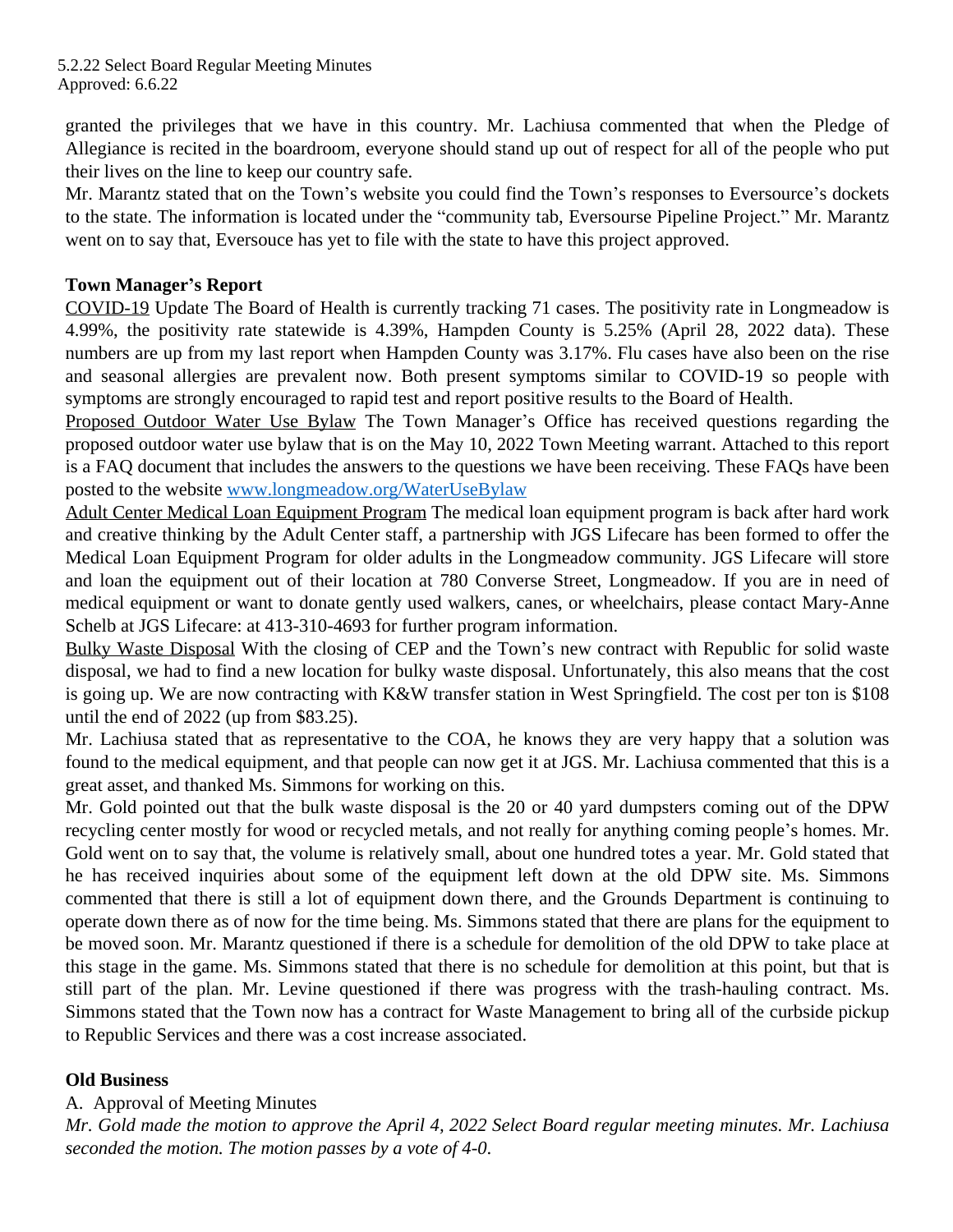granted the privileges that we have in this country. Mr. Lachiusa commented that when the Pledge of Allegiance is recited in the boardroom, everyone should stand up out of respect for all of the people who put their lives on the line to keep our country safe.

Mr. Marantz stated that on the Town's website you could find the Town's responses to Eversource's dockets to the state. The information is located under the "community tab, Eversourse Pipeline Project." Mr. Marantz went on to say that, Eversouce has yet to file with the state to have this project approved.

**Town Manager's Report**

COVID-19 Update The Board of Health is currently tracking 71 cases. The positivity rate in Longmeadow is 4.99%, the positivity rate statewide is 4.39%, Hampden County is 5.25% (April 28, 2022 data). These numbers are up from my last report when Hampden County was 3.17%. Flu cases have also been on the rise and seasonal allergies are prevalent now. Both present symptoms similar to COVID-19 so people with symptoms are strongly encouraged to rapid test and report positive results to the Board of Health.

Proposed Outdoor Water Use Bylaw The Town Manager's Office has received questions regarding the proposed outdoor water use bylaw that is on the May 10, 2022 Town Meeting warrant. Attached to this report is a FAQ document that includes the answers to the questions we have been receiving. These FAQs have been posted to the website [www.longmeadow.org/WaterUseBylaw](www.longmeadow.org/WaterUseBylaw)

Adult Center Medical Loan Equipment Program The medical loan equipment program is back after hard work and creative thinking by the Adult Center staff, a partnership with JGS Lifecare has been formed to offer the Medical Loan Equipment Program for older adults in the Longmeadow community. JGS Lifecare will store and loan the equipment out of their location at 780 Converse Street, Longmeadow. If you are in need of medical equipment or want to donate gently used walkers, canes, or wheelchairs, please contact Mary-Anne Schelb at JGS Lifecare: at 413-310-4693 for further program information.

Bulky Waste Disposal With the closing of CEP and the Town's new contract with Republic for solid waste disposal, we had to find a new location for bulky waste disposal. Unfortunately, this also means that the cost is going up. We are now contracting with K&W transfer station in West Springfield. The cost per ton is $108 until the end of 2022 (up from $83.25).

Mr. Lachiusa stated that as representative to the COA, he knows they are very happy that a solution was found to the medical equipment, and that people can now get it at JGS. Mr. Lachiusa commented that this is a great asset, and thanked Ms. Simmons for working on this.

Mr. Gold pointed out that the bulk waste disposal is the 20 or 40 yard dumpsters coming out of the DPW recycling center mostly for wood or recycled metals, and not really for anything coming people's homes. Mr. Gold went on to say that, the volume is relatively small, about one hundred totes a year. Mr. Gold stated that he has received inquiries about some of the equipment left down at the old DPW site. Ms. Simmons commented that there is still a lot of equipment down there, and the Grounds Department is continuing to operate down there as of now for the time being. Ms. Simmons stated that there are plans for the equipment to be moved soon. Mr. Marantz questioned if there is a schedule for demolition of the old DPW to take place at this stage in the game. Ms. Simmons stated that there is no schedule for demolition at this point, but that is still part of the plan. Mr. Levine questioned if there was progress with the trash-hauling contract. Ms. Simmons stated that the Town now has a contract for Waste Management to bring all of the curbside pickup to Republic Services and there was a cost increase associated.

**Old Business**

A. Approval of Meeting Minutes

*Mr. Gold made the motion to approve the April 4, 2022 Select Board regular meeting minutes. Mr. Lachiusa seconded the motion. The motion passes by a vote of 4-0.*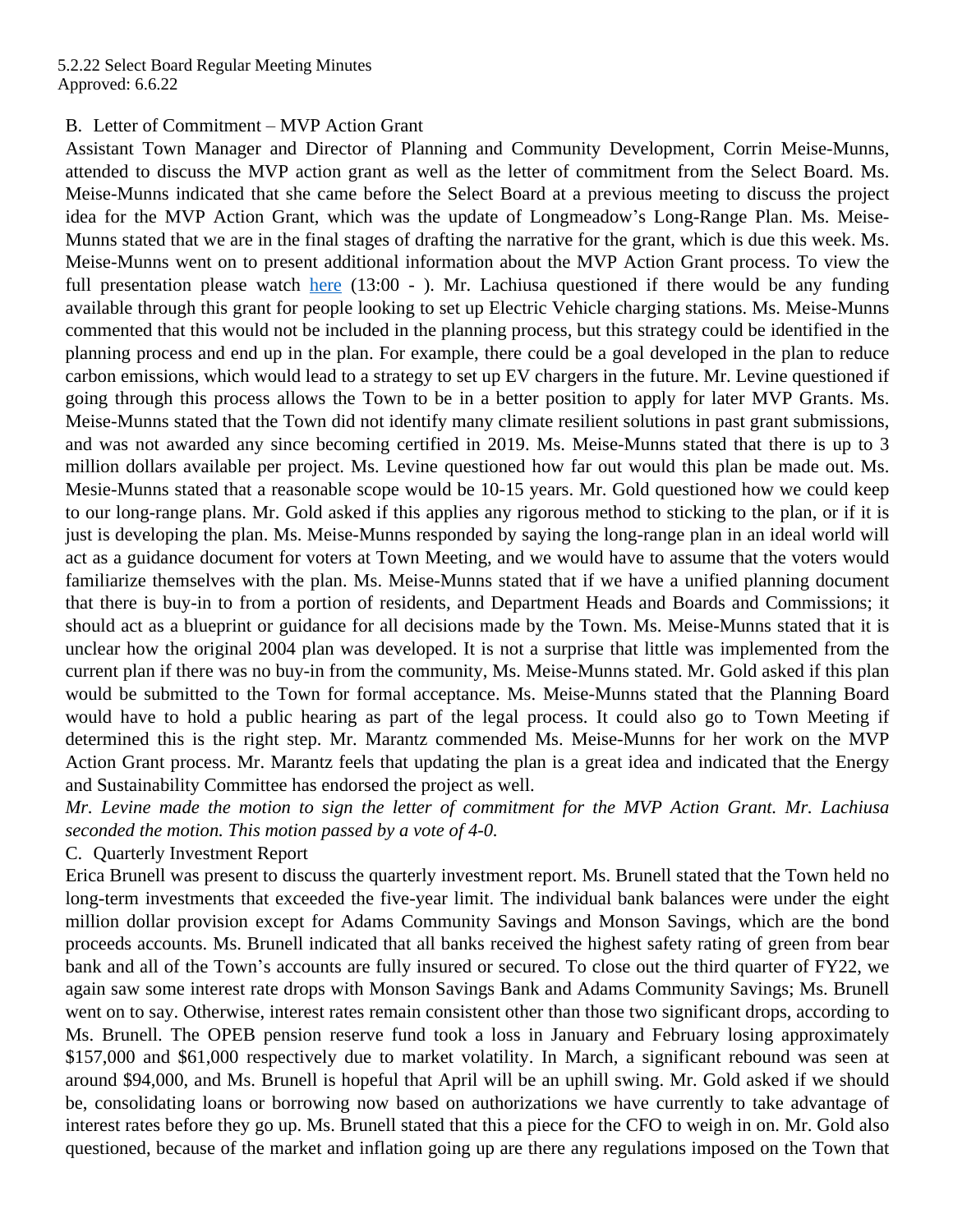B. Letter of Commitment – MVP Action Grant

Assistant Town Manager and Director of Planning and Community Development, Corrin Meise-Munns, attended to discuss the MVP action grant as well as the letter of commitment from the Select Board. Ms. Meise-Munns indicated that she came before the Select Board at a previous meeting to discuss the project idea for the MVP Action Grant, which was the update of Longmeadow's Long-Range Plan. Ms. Meise-Munns stated that we are in the final stages of drafting the narrative for the grant, which is due this week. Ms. Meise-Munns went on to present additional information about the MVP Action Grant process. To view the full presentation please watch [here](#) (13:00 - ). Mr. Lachiusa questioned if there would be any funding available through this grant for people looking to set up Electric Vehicle charging stations. Ms. Meise-Munns commented that this would not be included in the planning process, but this strategy could be identified in the planning process and end up in the plan. For example, there could be a goal developed in the plan to reduce carbon emissions, which would lead to a strategy to set up EV chargers in the future. Mr. Levine questioned if going through this process allows the Town to be in a better position to apply for later MVP Grants. Ms. Meise-Munns stated that the Town did not identify many climate resilient solutions in past grant submissions, and was not awarded any since becoming certified in 2019. Ms. Meise-Munns stated that there is up to 3 million dollars available per project. Ms. Levine questioned how far out would this plan be made out. Ms. Mesie-Munns stated that a reasonable scope would be 10-15 years. Mr. Gold questioned how we could keep to our long-range plans. Mr. Gold asked if this applies any rigorous method to sticking to the plan, or if it is just is developing the plan. Ms. Meise-Munns responded by saying the long-range plan in an ideal world will act as a guidance document for voters at Town Meeting, and we would have to assume that the voters would familiarize themselves with the plan. Ms. Meise-Munns stated that if we have a unified planning document that there is buy-in to from a portion of residents, and Department Heads and Boards and Commissions; it should act as a blueprint or guidance for all decisions made by the Town. Ms. Meise-Munns stated that it is unclear how the original 2004 plan was developed. It is not a surprise that little was implemented from the current plan if there was no buy-in from the community, Ms. Meise-Munns stated. Mr. Gold asked if this plan would be submitted to the Town for formal acceptance. Ms. Meise-Munns stated that the Planning Board would have to hold a public hearing as part of the legal process. It could also go to Town Meeting if determined this is the right step. Mr. Marantz commended Ms. Meise-Munns for her work on the MVP Action Grant process. Mr. Marantz feels that updating the plan is a great idea and indicated that the Energy and Sustainability Committee has endorsed the project as well.

*Mr. Levine made the motion to sign the letter of commitment for the MVP Action Grant. Mr. Lachiusa seconded the motion. This motion passed by a vote of 4-0.*

C. Quarterly Investment Report

Erica Brunell was present to discuss the quarterly investment report. Ms. Brunell stated that the Town held no long-term investments that exceeded the five-year limit. The individual bank balances were under the eight million dollar provision except for Adams Community Savings and Monson Savings, which are the bond proceeds accounts. Ms. Brunell indicated that all banks received the highest safety rating of green from bear bank and all of the Town's accounts are fully insured or secured. To close out the third quarter of FY22, we again saw some interest rate drops with Monson Savings Bank and Adams Community Savings; Ms. Brunell went on to say. Otherwise, interest rates remain consistent other than those two significant drops, according to Ms. Brunell. The OPEB pension reserve fund took a loss in January and February losing approximately $157,000 and $61,000 respectively due to market volatility. In March, a significant rebound was seen at around $94,000, and Ms. Brunell is hopeful that April will be an uphill swing. Mr. Gold asked if we should be, consolidating loans or borrowing now based on authorizations we have currently to take advantage of interest rates before they go up. Ms. Brunell stated that this a piece for the CFO to weigh in on. Mr. Gold also questioned, because of the market and inflation going up are there any regulations imposed on the Town that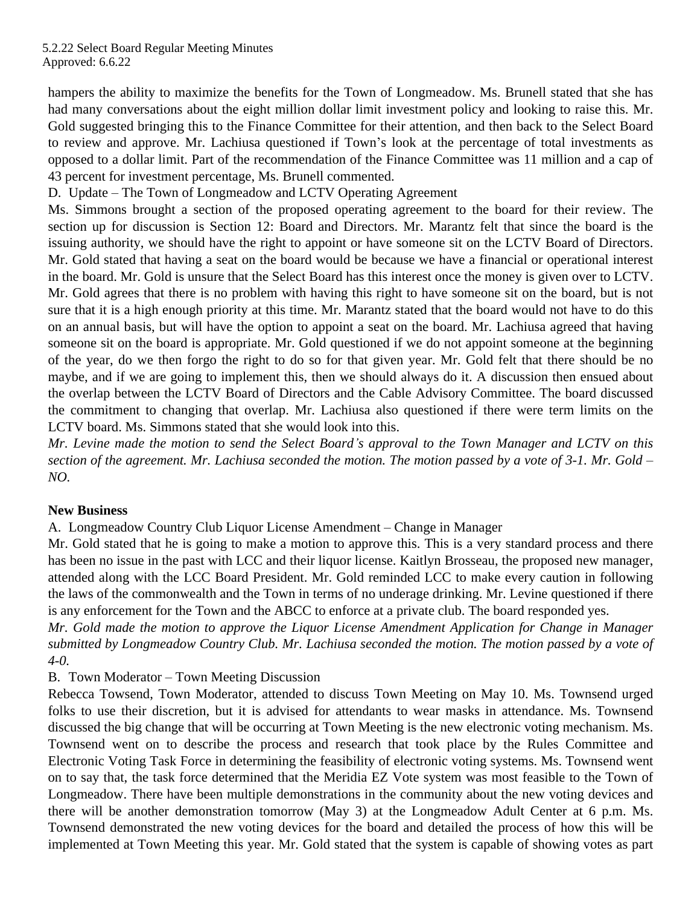hampers the ability to maximize the benefits for the Town of Longmeadow. Ms. Brunell stated that she has had many conversations about the eight million dollar limit investment policy and looking to raise this. Mr. Gold suggested bringing this to the Finance Committee for their attention, and then back to the Select Board to review and approve. Mr. Lachiusa questioned if Town's look at the percentage of total investments as opposed to a dollar limit. Part of the recommendation of the Finance Committee was 11 million and a cap of 43 percent for investment percentage, Ms. Brunell commented.

D. Update – The Town of Longmeadow and LCTV Operating Agreement

Ms. Simmons brought a section of the proposed operating agreement to the board for their review. The section up for discussion is Section 12: Board and Directors. Mr. Marantz felt that since the board is the issuing authority, we should have the right to appoint or have someone sit on the LCTV Board of Directors. Mr. Gold stated that having a seat on the board would be because we have a financial or operational interest in the board. Mr. Gold is unsure that the Select Board has this interest once the money is given over to LCTV. Mr. Gold agrees that there is no problem with having this right to have someone sit on the board, but is not sure that it is a high enough priority at this time. Mr. Marantz stated that the board would not have to do this on an annual basis, but will have the option to appoint a seat on the board. Mr. Lachiusa agreed that having someone sit on the board is appropriate. Mr. Gold questioned if we do not appoint someone at the beginning of the year, do we then forgo the right to do so for that given year. Mr. Gold felt that there should be no maybe, and if we are going to implement this, then we should always do it. A discussion then ensued about the overlap between the LCTV Board of Directors and the Cable Advisory Committee. The board discussed the commitment to changing that overlap. Mr. Lachiusa also questioned if there were term limits on the LCTV board. Ms. Simmons stated that she would look into this.

*Mr. Levine made the motion to send the Select Board's approval to the Town Manager and LCTV on this section of the agreement. Mr. Lachiusa seconded the motion. The motion passed by a vote of 3-1. Mr. Gold – NO.*

**New Business**

A. Longmeadow Country Club Liquor License Amendment – Change in Manager

Mr. Gold stated that he is going to make a motion to approve this. This is a very standard process and there has been no issue in the past with LCC and their liquor license. Kaitlyn Brosseau, the proposed new manager, attended along with the LCC Board President. Mr. Gold reminded LCC to make every caution in following the laws of the commonwealth and the Town in terms of no underage drinking. Mr. Levine questioned if there is any enforcement for the Town and the ABCC to enforce at a private club. The board responded yes.

*Mr. Gold made the motion to approve the Liquor License Amendment Application for Change in Manager submitted by Longmeadow Country Club. Mr. Lachiusa seconded the motion. The motion passed by a vote of 4-0.*

B. Town Moderator – Town Meeting Discussion

Rebecca Towsend, Town Moderator, attended to discuss Town Meeting on May 10. Ms. Townsend urged folks to use their discretion, but it is advised for attendants to wear masks in attendance. Ms. Townsend discussed the big change that will be occurring at Town Meeting is the new electronic voting mechanism. Ms. Townsend went on to describe the process and research that took place by the Rules Committee and Electronic Voting Task Force in determining the feasibility of electronic voting systems. Ms. Townsend went on to say that, the task force determined that the Meridia EZ Vote system was most feasible to the Town of Longmeadow. There have been multiple demonstrations in the community about the new voting devices and there will be another demonstration tomorrow (May 3) at the Longmeadow Adult Center at 6 p.m. Ms. Townsend demonstrated the new voting devices for the board and detailed the process of how this will be implemented at Town Meeting this year. Mr. Gold stated that the system is capable of showing votes as part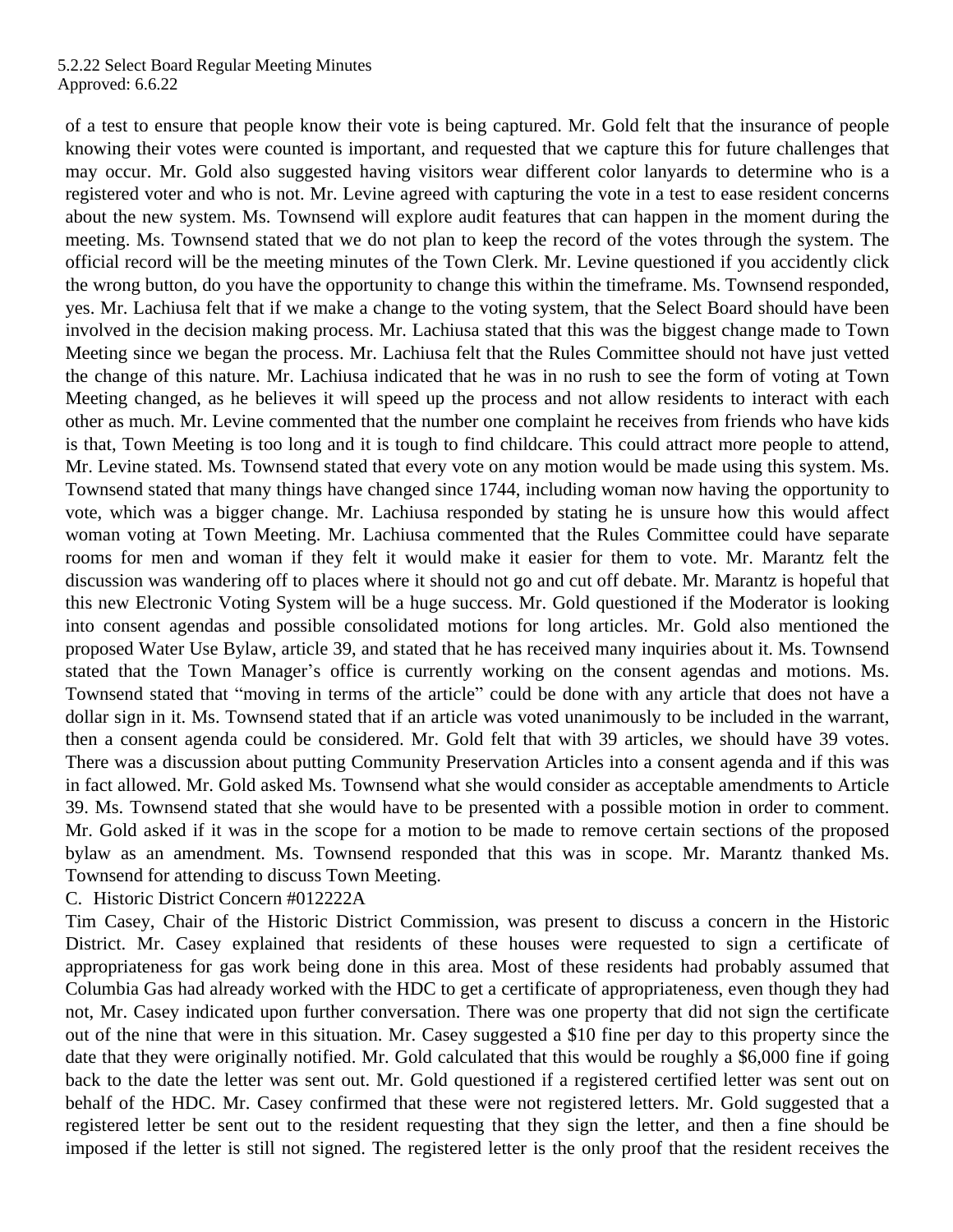of a test to ensure that people know their vote is being captured. Mr. Gold felt that the insurance of people knowing their votes were counted is important, and requested that we capture this for future challenges that may occur. Mr. Gold also suggested having visitors wear different color lanyards to determine who is a registered voter and who is not. Mr. Levine agreed with capturing the vote in a test to ease resident concerns about the new system. Ms. Townsend will explore audit features that can happen in the moment during the meeting. Ms. Townsend stated that we do not plan to keep the record of the votes through the system. The official record will be the meeting minutes of the Town Clerk. Mr. Levine questioned if you accidently click the wrong button, do you have the opportunity to change this within the timeframe. Ms. Townsend responded, yes. Mr. Lachiusa felt that if we make a change to the voting system, that the Select Board should have been involved in the decision making process. Mr. Lachiusa stated that this was the biggest change made to Town Meeting since we began the process. Mr. Lachiusa felt that the Rules Committee should not have just vetted the change of this nature. Mr. Lachiusa indicated that he was in no rush to see the form of voting at Town Meeting changed, as he believes it will speed up the process and not allow residents to interact with each other as much. Mr. Levine commented that the number one complaint he receives from friends who have kids is that, Town Meeting is too long and it is tough to find childcare. This could attract more people to attend, Mr. Levine stated. Ms. Townsend stated that every vote on any motion would be made using this system. Ms. Townsend stated that many things have changed since 1744, including woman now having the opportunity to vote, which was a bigger change. Mr. Lachiusa responded by stating he is unsure how this would affect woman voting at Town Meeting. Mr. Lachiusa commented that the Rules Committee could have separate rooms for men and woman if they felt it would make it easier for them to vote. Mr. Marantz felt the discussion was wandering off to places where it should not go and cut off debate. Mr. Marantz is hopeful that this new Electronic Voting System will be a huge success. Mr. Gold questioned if the Moderator is looking into consent agendas and possible consolidated motions for long articles. Mr. Gold also mentioned the proposed Water Use Bylaw, article 39, and stated that he has received many inquiries about it. Ms. Townsend stated that the Town Manager's office is currently working on the consent agendas and motions. Ms. Townsend stated that "moving in terms of the article" could be done with any article that does not have a dollar sign in it. Ms. Townsend stated that if an article was voted unanimously to be included in the warrant, then a consent agenda could be considered. Mr. Gold felt that with 39 articles, we should have 39 votes. There was a discussion about putting Community Preservation Articles into a consent agenda and if this was in fact allowed. Mr. Gold asked Ms. Townsend what she would consider as acceptable amendments to Article 39. Ms. Townsend stated that she would have to be presented with a possible motion in order to comment. Mr. Gold asked if it was in the scope for a motion to be made to remove certain sections of the proposed bylaw as an amendment. Ms. Townsend responded that this was in scope. Mr. Marantz thanked Ms. Townsend for attending to discuss Town Meeting.

C. Historic District Concern #012222A

Tim Casey, Chair of the Historic District Commission, was present to discuss a concern in the Historic District. Mr. Casey explained that residents of these houses were requested to sign a certificate of appropriateness for gas work being done in this area. Most of these residents had probably assumed that Columbia Gas had already worked with the HDC to get a certificate of appropriateness, even though they had not, Mr. Casey indicated upon further conversation. There was one property that did not sign the certificate out of the nine that were in this situation. Mr. Casey suggested a $10 fine per day to this property since the date that they were originally notified. Mr. Gold calculated that this would be roughly a $6,000 fine if going back to the date the letter was sent out. Mr. Gold questioned if a registered certified letter was sent out on behalf of the HDC. Mr. Casey confirmed that these were not registered letters. Mr. Gold suggested that a registered letter be sent out to the resident requesting that they sign the letter, and then a fine should be imposed if the letter is still not signed. The registered letter is the only proof that the resident receives the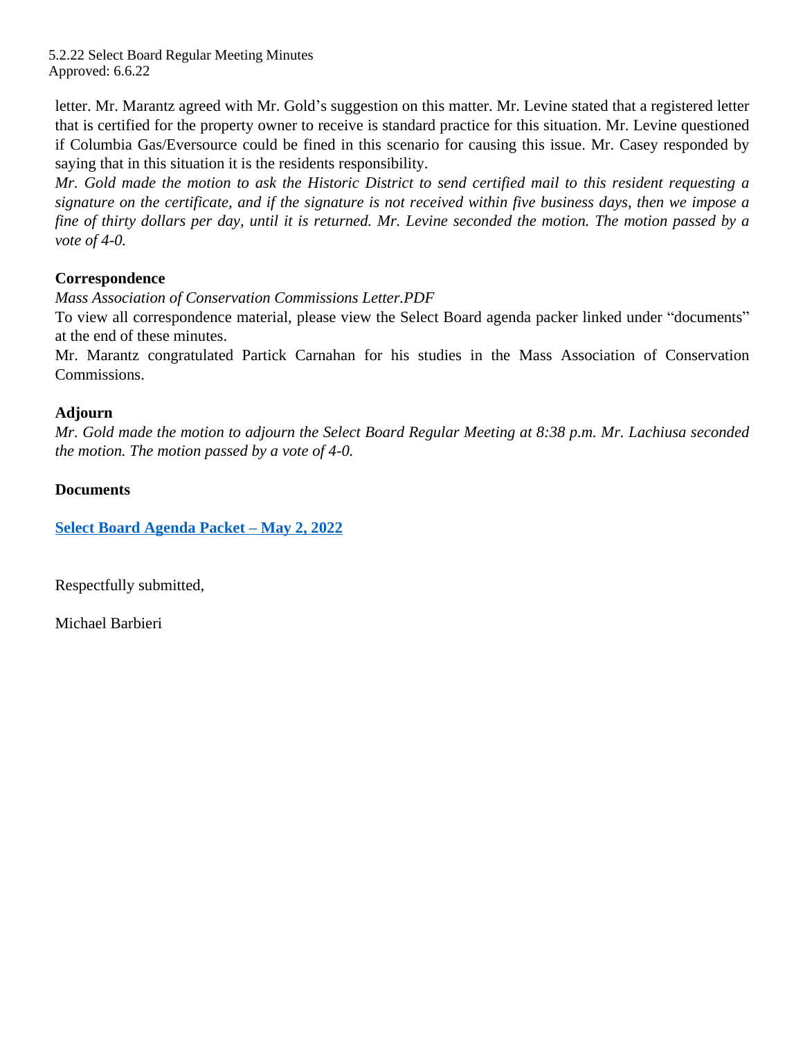letter. Mr. Marantz agreed with Mr. Gold's suggestion on this matter. Mr. Levine stated that a registered letter that is certified for the property owner to receive is standard practice for this situation. Mr. Levine questioned if Columbia Gas/Eversource could be fined in this scenario for causing this issue. Mr. Casey responded by saying that in this situation it is the residents responsibility.

*Mr. Gold made the motion to ask the Historic District to send certified mail to this resident requesting a signature on the certificate, and if the signature is not received within five business days, then we impose a fine of thirty dollars per day, until it is returned. Mr. Levine seconded the motion. The motion passed by a vote of 4-0.*

**Correspondence**

*Mass Association of Conservation Commissions Letter.PDF*

To view all correspondence material, please view the Select Board agenda packer linked under "documents" at the end of these minutes.

Mr. Marantz congratulated Partick Carnahan for his studies in the Mass Association of Conservation Commissions.

**Adjourn**

*Mr. Gold made the motion to adjourn the Select Board Regular Meeting at 8:38 p.m. Mr. Lachiusa seconded the motion. The motion passed by a vote of 4-0.*

**Documents**

**Select Board Agenda Packet – May 2, 2022**

Respectfully submitted,

Michael Barbieri